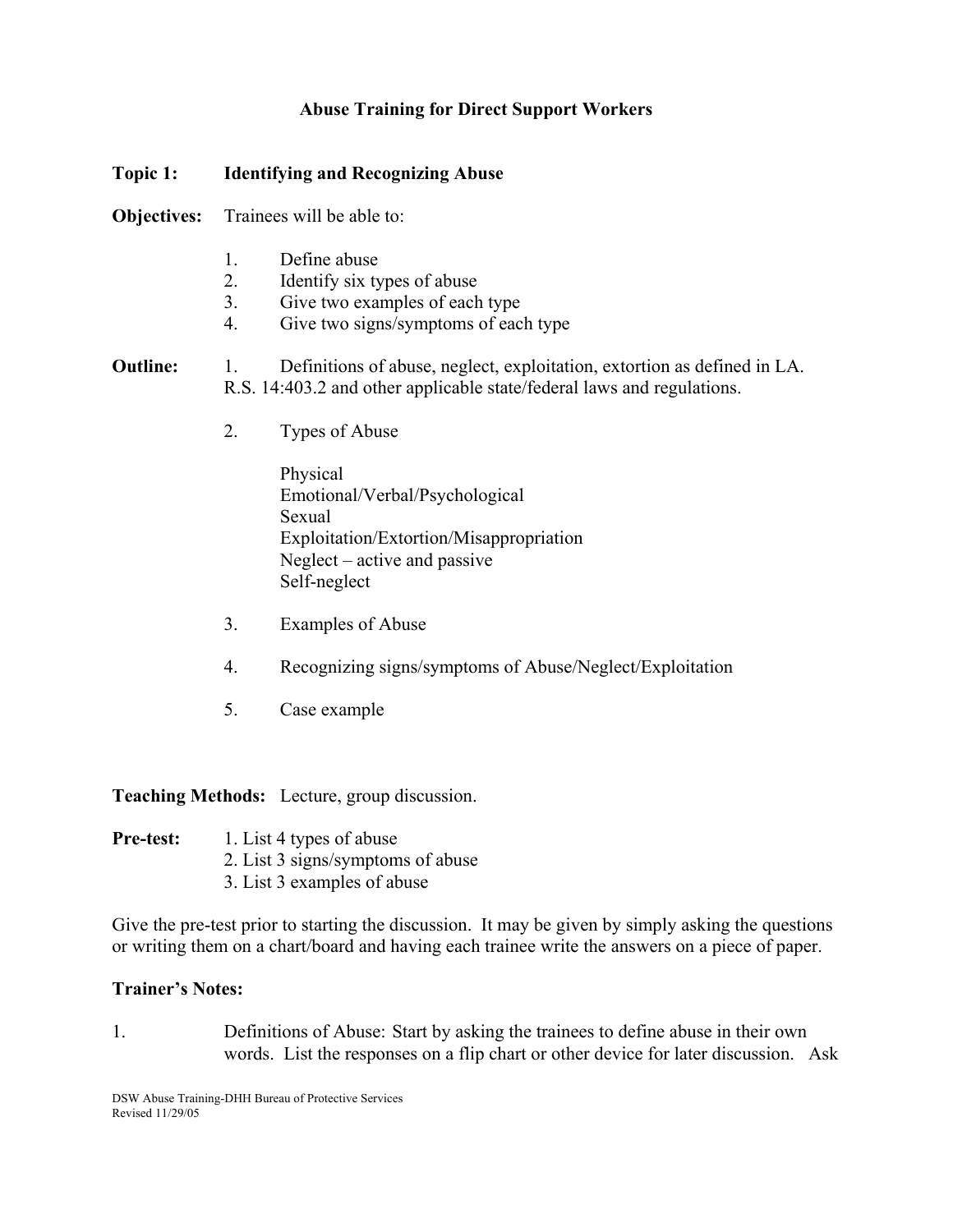# Abuse Training for Direct Support Workers

**Topic 1:** **Identifying and Recognizing Abuse**

**Objectives:** Trainees will be able to:

1. Define abuse
2. Identify six types of abuse
3. Give two examples of each type
4. Give two signs/symptoms of each type

**Outline:**

1. Definitions of abuse, neglect, exploitation, extortion as defined in LA. R.S. 14:403.2 and other applicable state/federal laws and regulations.

2. Types of Abuse

   Physical
   Emotional/Verbal/Psychological
   Sexual
   Exploitation/Extortion/Misappropriation
   Neglect – active and passive
   Self-neglect

3. Examples of Abuse

4. Recognizing signs/symptoms of Abuse/Neglect/Exploitation

5. Case example

**Teaching Methods:** Lecture, group discussion.

**Pre-test:**

1. List 4 types of abuse
2. List 3 signs/symptoms of abuse
3. List 3 examples of abuse

Give the pre-test prior to starting the discussion. It may be given by simply asking the questions or writing them on a chart/board and having each trainee write the answers on a piece of paper.

**Trainer's Notes:**

1. Definitions of Abuse: Start by asking the trainees to define abuse in their own words. List the responses on a flip chart or other device for later discussion. Ask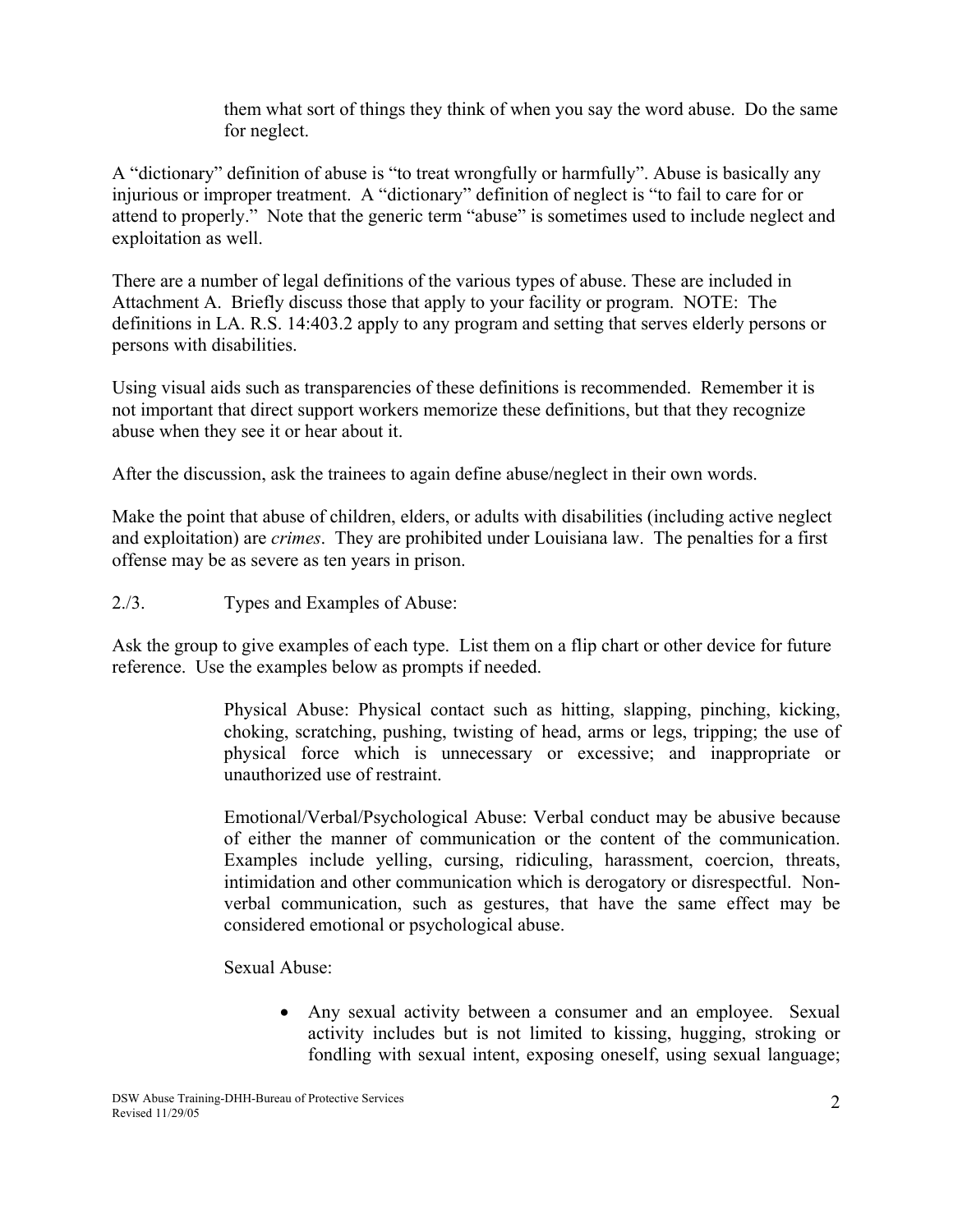them what sort of things they think of when you say the word abuse. Do the same for neglect.

A "dictionary" definition of abuse is "to treat wrongfully or harmfully". Abuse is basically any injurious or improper treatment. A "dictionary" definition of neglect is "to fail to care for or attend to properly." Note that the generic term "abuse" is sometimes used to include neglect and exploitation as well.

There are a number of legal definitions of the various types of abuse. These are included in Attachment A. Briefly discuss those that apply to your facility or program. NOTE: The definitions in LA. R.S. 14:403.2 apply to any program and setting that serves elderly persons or persons with disabilities.

Using visual aids such as transparencies of these definitions is recommended. Remember it is not important that direct support workers memorize these definitions, but that they recognize abuse when they see it or hear about it.

After the discussion, ask the trainees to again define abuse/neglect in their own words.

Make the point that abuse of children, elders, or adults with disabilities (including active neglect and exploitation) are *crimes*. They are prohibited under Louisiana law. The penalties for a first offense may be as severe as ten years in prison.

2./3. Types and Examples of Abuse:

Ask the group to give examples of each type. List them on a flip chart or other device for future reference. Use the examples below as prompts if needed.

> Physical Abuse: Physical contact such as hitting, slapping, pinching, kicking, choking, scratching, pushing, twisting of head, arms or legs, tripping; the use of physical force which is unnecessary or excessive; and inappropriate or unauthorized use of restraint.
>
> Emotional/Verbal/Psychological Abuse: Verbal conduct may be abusive because of either the manner of communication or the content of the communication. Examples include yelling, cursing, ridiculing, harassment, coercion, threats, intimidation and other communication which is derogatory or disrespectful. Non-verbal communication, such as gestures, that have the same effect may be considered emotional or psychological abuse.
>
> Sexual Abuse:
>
> - Any sexual activity between a consumer and an employee. Sexual activity includes but is not limited to kissing, hugging, stroking or fondling with sexual intent, exposing oneself, using sexual language;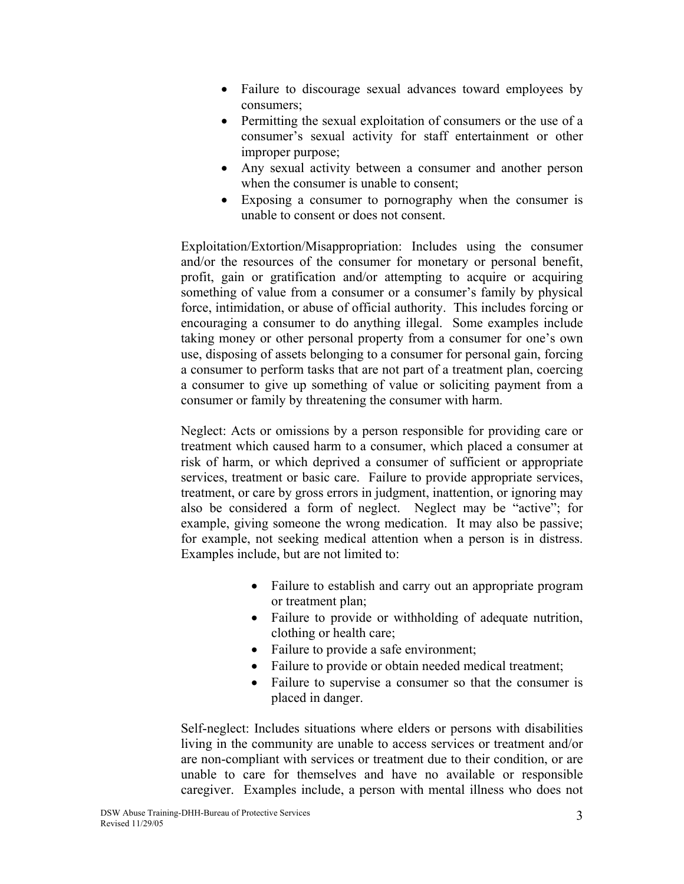- Failure to discourage sexual advances toward employees by consumers;
- Permitting the sexual exploitation of consumers or the use of a consumer's sexual activity for staff entertainment or other improper purpose;
- Any sexual activity between a consumer and another person when the consumer is unable to consent;
- Exposing a consumer to pornography when the consumer is unable to consent or does not consent.

Exploitation/Extortion/Misappropriation: Includes using the consumer and/or the resources of the consumer for monetary or personal benefit, profit, gain or gratification and/or attempting to acquire or acquiring something of value from a consumer or a consumer's family by physical force, intimidation, or abuse of official authority. This includes forcing or encouraging a consumer to do anything illegal. Some examples include taking money or other personal property from a consumer for one's own use, disposing of assets belonging to a consumer for personal gain, forcing a consumer to perform tasks that are not part of a treatment plan, coercing a consumer to give up something of value or soliciting payment from a consumer or family by threatening the consumer with harm.

Neglect: Acts or omissions by a person responsible for providing care or treatment which caused harm to a consumer, which placed a consumer at risk of harm, or which deprived a consumer of sufficient or appropriate services, treatment or basic care. Failure to provide appropriate services, treatment, or care by gross errors in judgment, inattention, or ignoring may also be considered a form of neglect. Neglect may be "active"; for example, giving someone the wrong medication. It may also be passive; for example, not seeking medical attention when a person is in distress. Examples include, but are not limited to:

- Failure to establish and carry out an appropriate program or treatment plan;
- Failure to provide or withholding of adequate nutrition, clothing or health care;
- Failure to provide a safe environment;
- Failure to provide or obtain needed medical treatment;
- Failure to supervise a consumer so that the consumer is placed in danger.

Self-neglect: Includes situations where elders or persons with disabilities living in the community are unable to access services or treatment and/or are non-compliant with services or treatment due to their condition, or are unable to care for themselves and have no available or responsible caregiver. Examples include, a person with mental illness who does not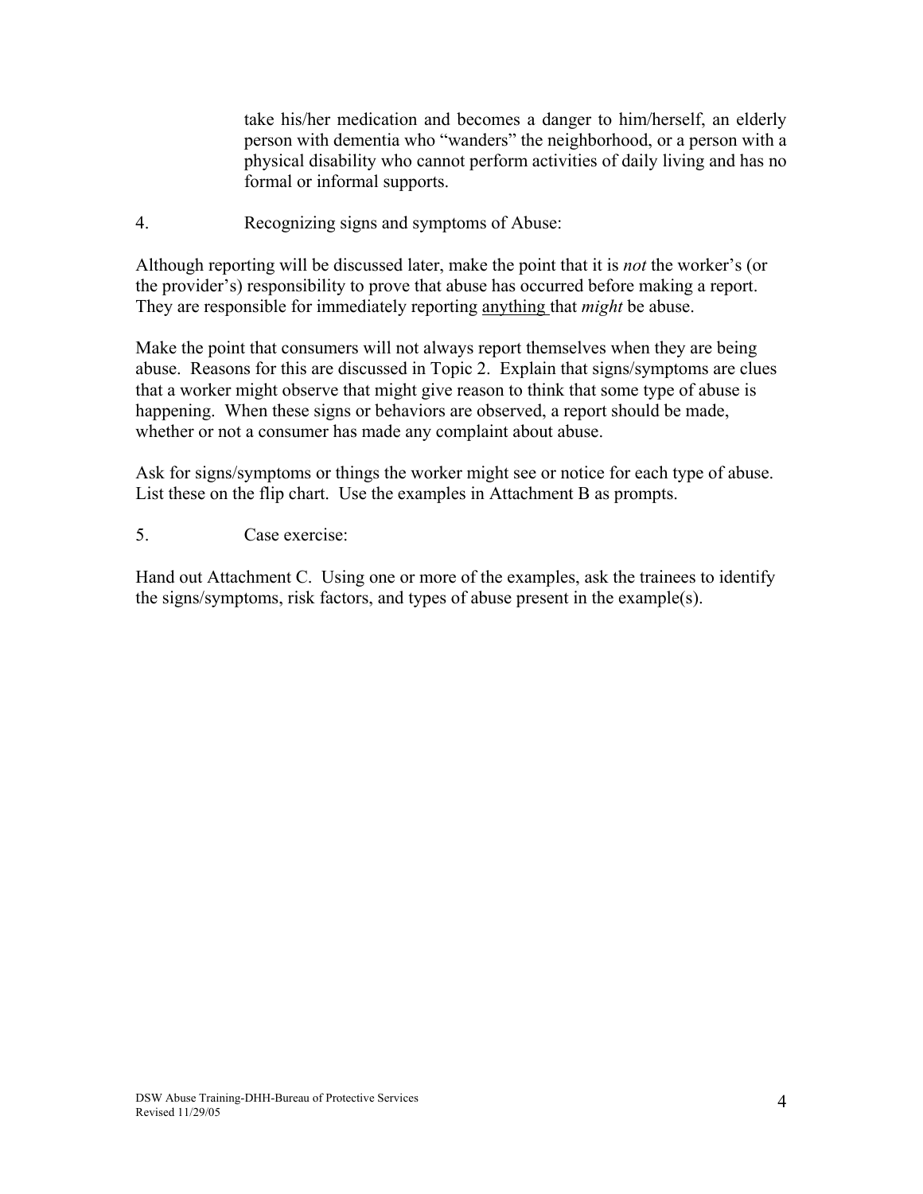take his/her medication and becomes a danger to him/herself, an elderly person with dementia who "wanders" the neighborhood, or a person with a physical disability who cannot perform activities of daily living and has no formal or informal supports.

4. Recognizing signs and symptoms of Abuse:

Although reporting will be discussed later, make the point that it is *not* the worker's (or the provider's) responsibility to prove that abuse has occurred before making a report. They are responsible for immediately reporting <u>anything</u> that *might* be abuse.

Make the point that consumers will not always report themselves when they are being abuse. Reasons for this are discussed in Topic 2. Explain that signs/symptoms are clues that a worker might observe that might give reason to think that some type of abuse is happening. When these signs or behaviors are observed, a report should be made, whether or not a consumer has made any complaint about abuse.

Ask for signs/symptoms or things the worker might see or notice for each type of abuse. List these on the flip chart. Use the examples in Attachment B as prompts.

5. Case exercise:

Hand out Attachment C. Using one or more of the examples, ask the trainees to identify the signs/symptoms, risk factors, and types of abuse present in the example(s).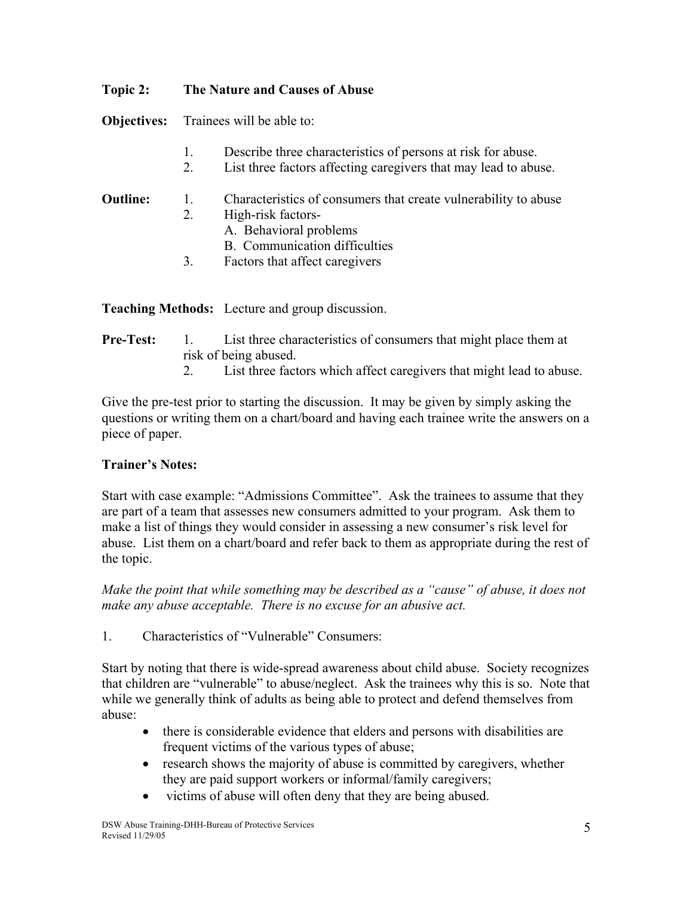**Topic 2: The Nature and Causes of Abuse**

**Objectives:** Trainees will be able to:

1. Describe three characteristics of persons at risk for abuse.
2. List three factors affecting caregivers that may lead to abuse.

**Outline:**

1. Characteristics of consumers that create vulnerability to abuse
2. High-risk factors-
   A. Behavioral problems
   B. Communication difficulties
3. Factors that affect caregivers

**Teaching Methods:** Lecture and group discussion.

**Pre-Test:**

1. List three characteristics of consumers that might place them at risk of being abused.
2. List three factors which affect caregivers that might lead to abuse.

Give the pre-test prior to starting the discussion. It may be given by simply asking the questions or writing them on a chart/board and having each trainee write the answers on a piece of paper.

**Trainer's Notes:**

Start with case example: "Admissions Committee". Ask the trainees to assume that they are part of a team that assesses new consumers admitted to your program. Ask them to make a list of things they would consider in assessing a new consumer's risk level for abuse. List them on a chart/board and refer back to them as appropriate during the rest of the topic.

*Make the point that while something may be described as a "cause" of abuse, it does not make any abuse acceptable. There is no excuse for an abusive act.*

1. Characteristics of "Vulnerable" Consumers:

Start by noting that there is wide-spread awareness about child abuse. Society recognizes that children are "vulnerable" to abuse/neglect. Ask the trainees why this is so. Note that while we generally think of adults as being able to protect and defend themselves from abuse:

- there is considerable evidence that elders and persons with disabilities are frequent victims of the various types of abuse;
- research shows the majority of abuse is committed by caregivers, whether they are paid support workers or informal/family caregivers;
- victims of abuse will often deny that they are being abused.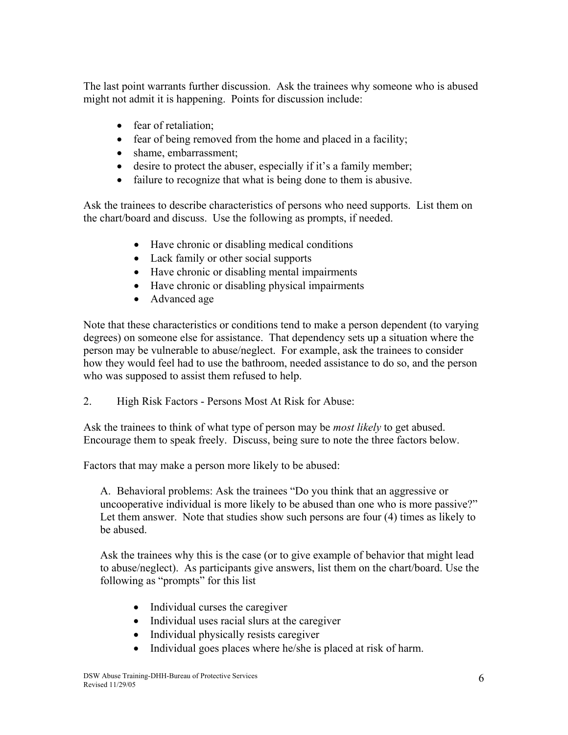The last point warrants further discussion. Ask the trainees why someone who is abused might not admit it is happening. Points for discussion include:

- fear of retaliation;
- fear of being removed from the home and placed in a facility;
- shame, embarrassment;
- desire to protect the abuser, especially if it's a family member;
- failure to recognize that what is being done to them is abusive.

Ask the trainees to describe characteristics of persons who need supports. List them on the chart/board and discuss. Use the following as prompts, if needed.

- Have chronic or disabling medical conditions
- Lack family or other social supports
- Have chronic or disabling mental impairments
- Have chronic or disabling physical impairments
- Advanced age

Note that these characteristics or conditions tend to make a person dependent (to varying degrees) on someone else for assistance. That dependency sets up a situation where the person may be vulnerable to abuse/neglect. For example, ask the trainees to consider how they would feel had to use the bathroom, needed assistance to do so, and the person who was supposed to assist them refused to help.

2. High Risk Factors - Persons Most At Risk for Abuse:

Ask the trainees to think of what type of person may be *most likely* to get abused. Encourage them to speak freely. Discuss, being sure to note the three factors below.

Factors that may make a person more likely to be abused:

A. Behavioral problems: Ask the trainees "Do you think that an aggressive or uncooperative individual is more likely to be abused than one who is more passive?" Let them answer. Note that studies show such persons are four (4) times as likely to be abused.

Ask the trainees why this is the case (or to give example of behavior that might lead to abuse/neglect). As participants give answers, list them on the chart/board. Use the following as "prompts" for this list

- Individual curses the caregiver
- Individual uses racial slurs at the caregiver
- Individual physically resists caregiver
- Individual goes places where he/she is placed at risk of harm.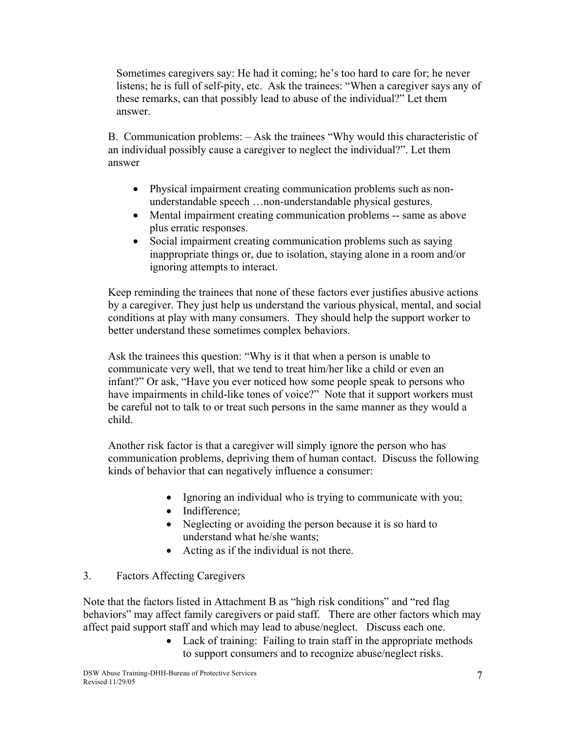Sometimes caregivers say: He had it coming; he's too hard to care for; he never listens; he is full of self-pity, etc. Ask the trainees: "When a caregiver says any of these remarks, can that possibly lead to abuse of the individual?" Let them answer.

B. Communication problems: – Ask the trainees "Why would this characteristic of an individual possibly cause a caregiver to neglect the individual?". Let them answer

- Physical impairment creating communication problems such as non-understandable speech …non-understandable physical gestures.
- Mental impairment creating communication problems -- same as above plus erratic responses.
- Social impairment creating communication problems such as saying inappropriate things or, due to isolation, staying alone in a room and/or ignoring attempts to interact.

Keep reminding the trainees that none of these factors ever justifies abusive actions by a caregiver. They just help us understand the various physical, mental, and social conditions at play with many consumers. They should help the support worker to better understand these sometimes complex behaviors.

Ask the trainees this question: "Why is it that when a person is unable to communicate very well, that we tend to treat him/her like a child or even an infant?" Or ask, "Have you ever noticed how some people speak to persons who have impairments in child-like tones of voice?" Note that it support workers must be careful not to talk to or treat such persons in the same manner as they would a child.

Another risk factor is that a caregiver will simply ignore the person who has communication problems, depriving them of human contact. Discuss the following kinds of behavior that can negatively influence a consumer:

- Ignoring an individual who is trying to communicate with you;
- Indifference;
- Neglecting or avoiding the person because it is so hard to understand what he/she wants;
- Acting as if the individual is not there.

3. Factors Affecting Caregivers

Note that the factors listed in Attachment B as "high risk conditions" and "red flag behaviors" may affect family caregivers or paid staff. There are other factors which may affect paid support staff and which may lead to abuse/neglect. Discuss each one.

- Lack of training: Failing to train staff in the appropriate methods to support consumers and to recognize abuse/neglect risks.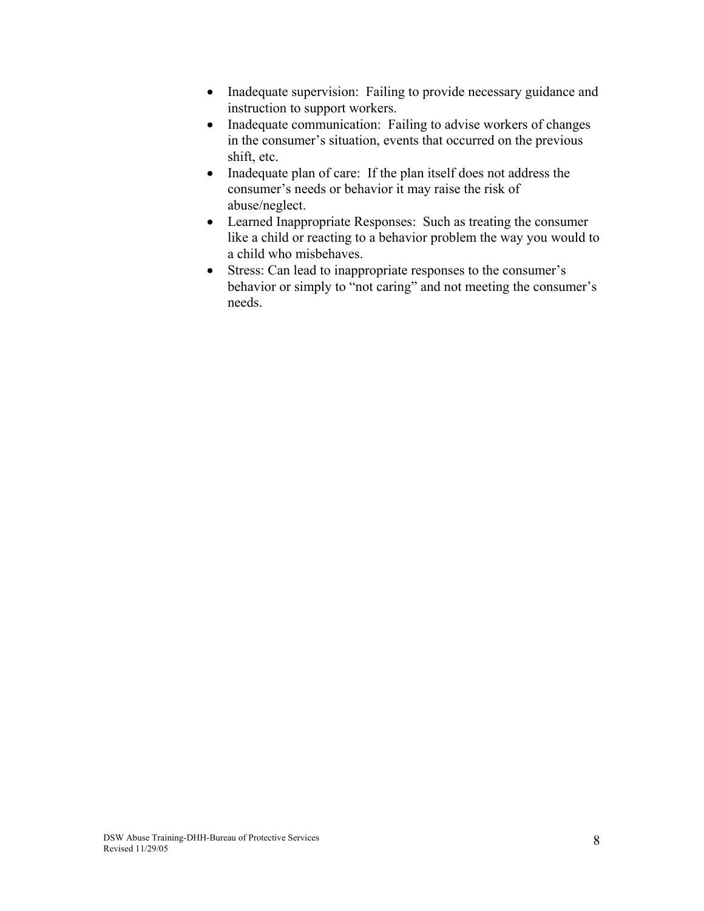- Inadequate supervision:  Failing to provide necessary guidance and instruction to support workers.
- Inadequate communication:  Failing to advise workers of changes in the consumer's situation, events that occurred on the previous shift, etc.
- Inadequate plan of care:  If the plan itself does not address the consumer's needs or behavior it may raise the risk of abuse/neglect.
- Learned Inappropriate Responses:  Such as treating the consumer like a child or reacting to a behavior problem the way you would to a child who misbehaves.
- Stress: Can lead to inappropriate responses to the consumer's behavior or simply to "not caring" and not meeting the consumer's needs.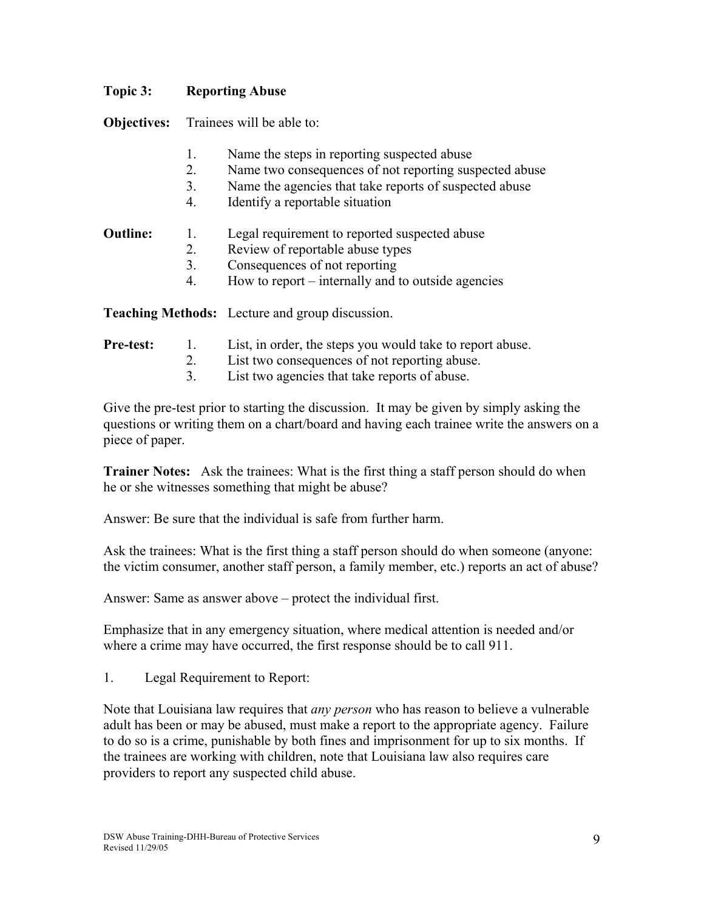**Topic 3: Reporting Abuse**

**Objectives:** Trainees will be able to:

1. Name the steps in reporting suspected abuse
2. Name two consequences of not reporting suspected abuse
3. Name the agencies that take reports of suspected abuse
4. Identify a reportable situation

**Outline:**

1. Legal requirement to reported suspected abuse
2. Review of reportable abuse types
3. Consequences of not reporting
4. How to report – internally and to outside agencies

**Teaching Methods:** Lecture and group discussion.

**Pre-test:**

1. List, in order, the steps you would take to report abuse.
2. List two consequences of not reporting abuse.
3. List two agencies that take reports of abuse.

Give the pre-test prior to starting the discussion. It may be given by simply asking the questions or writing them on a chart/board and having each trainee write the answers on a piece of paper.

**Trainer Notes:** Ask the trainees: What is the first thing a staff person should do when he or she witnesses something that might be abuse?

Answer: Be sure that the individual is safe from further harm.

Ask the trainees: What is the first thing a staff person should do when someone (anyone: the victim consumer, another staff person, a family member, etc.) reports an act of abuse?

Answer: Same as answer above – protect the individual first.

Emphasize that in any emergency situation, where medical attention is needed and/or where a crime may have occurred, the first response should be to call 911.

1. Legal Requirement to Report:

Note that Louisiana law requires that *any person* who has reason to believe a vulnerable adult has been or may be abused, must make a report to the appropriate agency. Failure to do so is a crime, punishable by both fines and imprisonment for up to six months. If the trainees are working with children, note that Louisiana law also requires care providers to report any suspected child abuse.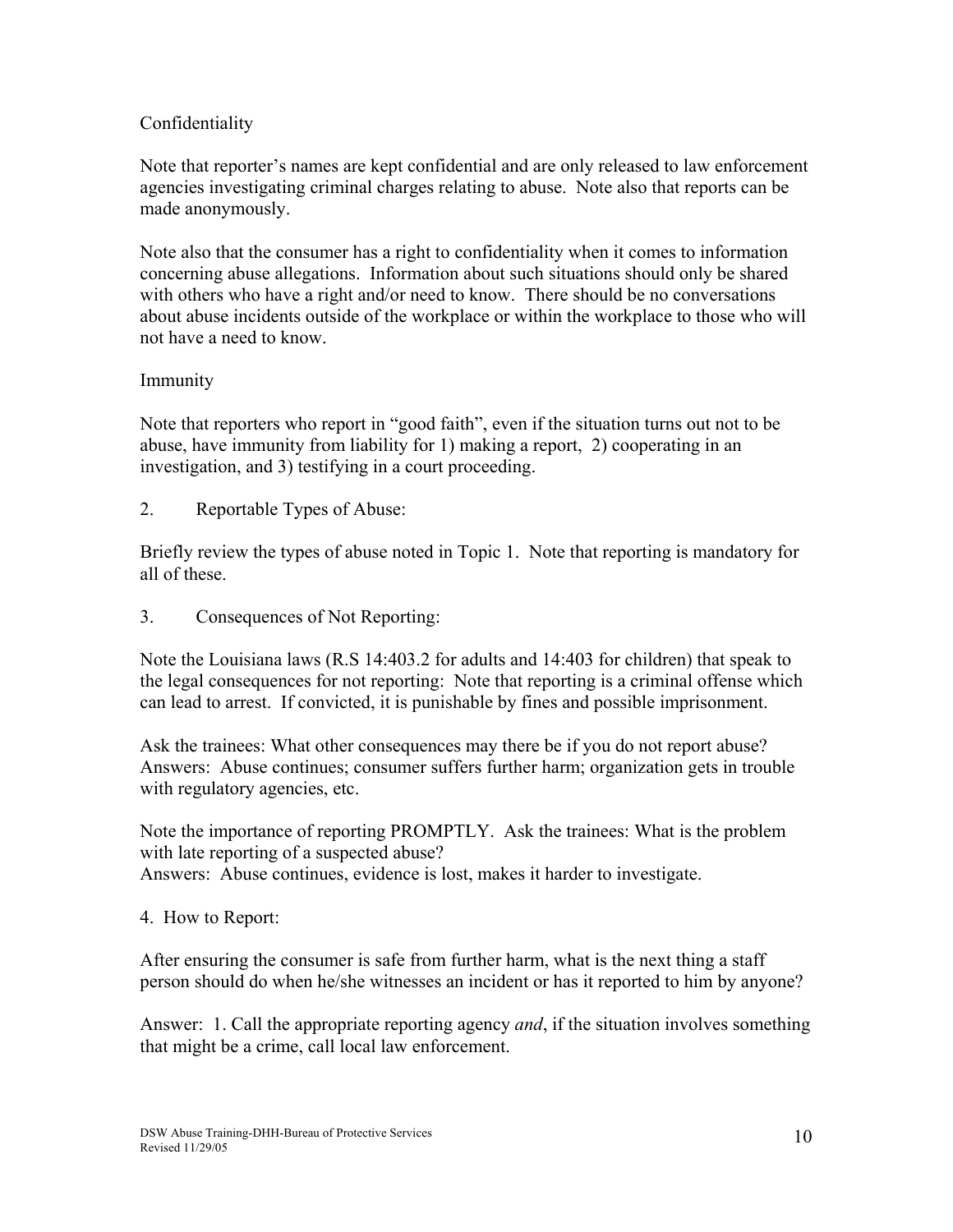Confidentiality

Note that reporter's names are kept confidential and are only released to law enforcement agencies investigating criminal charges relating to abuse. Note also that reports can be made anonymously.

Note also that the consumer has a right to confidentiality when it comes to information concerning abuse allegations. Information about such situations should only be shared with others who have a right and/or need to know. There should be no conversations about abuse incidents outside of the workplace or within the workplace to those who will not have a need to know.

Immunity

Note that reporters who report in "good faith", even if the situation turns out not to be abuse, have immunity from liability for 1) making a report, 2) cooperating in an investigation, and 3) testifying in a court proceeding.

2. Reportable Types of Abuse:

Briefly review the types of abuse noted in Topic 1. Note that reporting is mandatory for all of these.

3. Consequences of Not Reporting:

Note the Louisiana laws (R.S 14:403.2 for adults and 14:403 for children) that speak to the legal consequences for not reporting: Note that reporting is a criminal offense which can lead to arrest. If convicted, it is punishable by fines and possible imprisonment.

Ask the trainees: What other consequences may there be if you do not report abuse?
Answers: Abuse continues; consumer suffers further harm; organization gets in trouble with regulatory agencies, etc.

Note the importance of reporting PROMPTLY. Ask the trainees: What is the problem with late reporting of a suspected abuse?
Answers: Abuse continues, evidence is lost, makes it harder to investigate.

4. How to Report:

After ensuring the consumer is safe from further harm, what is the next thing a staff person should do when he/she witnesses an incident or has it reported to him by anyone?

Answer: 1. Call the appropriate reporting agency *and*, if the situation involves something that might be a crime, call local law enforcement.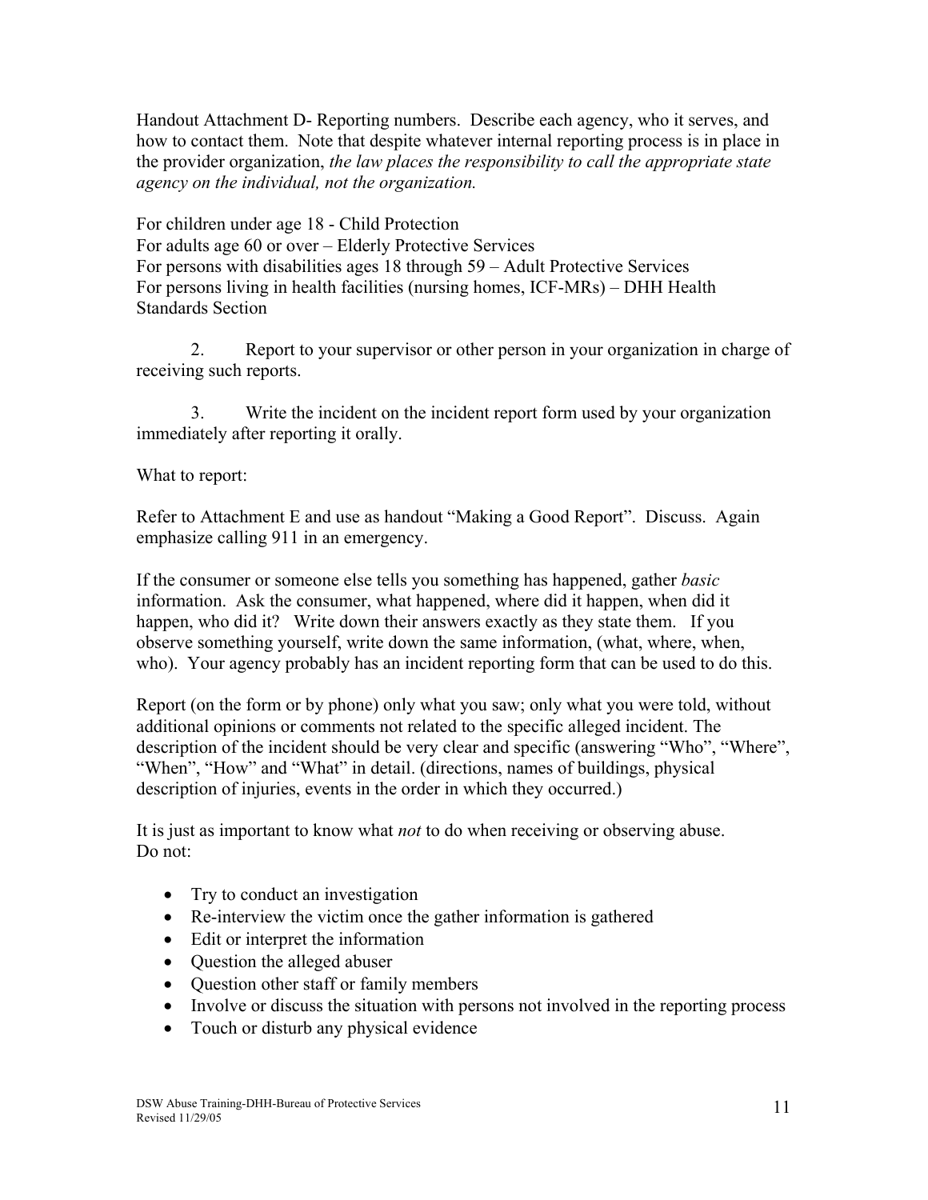Handout Attachment D- Reporting numbers. Describe each agency, who it serves, and how to contact them. Note that despite whatever internal reporting process is in place in the provider organization, *the law places the responsibility to call the appropriate state agency on the individual, not the organization.*

For children under age 18 - Child Protection
For adults age 60 or over – Elderly Protective Services
For persons with disabilities ages 18 through 59 – Adult Protective Services
For persons living in health facilities (nursing homes, ICF-MRs) – DHH Health Standards Section

2. Report to your supervisor or other person in your organization in charge of receiving such reports.

3. Write the incident on the incident report form used by your organization immediately after reporting it orally.

What to report:

Refer to Attachment E and use as handout "Making a Good Report". Discuss. Again emphasize calling 911 in an emergency.

If the consumer or someone else tells you something has happened, gather *basic* information. Ask the consumer, what happened, where did it happen, when did it happen, who did it? Write down their answers exactly as they state them. If you observe something yourself, write down the same information, (what, where, when, who). Your agency probably has an incident reporting form that can be used to do this.

Report (on the form or by phone) only what you saw; only what you were told, without additional opinions or comments not related to the specific alleged incident. The description of the incident should be very clear and specific (answering "Who", "Where", "When", "How" and "What" in detail. (directions, names of buildings, physical description of injuries, events in the order in which they occurred.)

It is just as important to know what *not* to do when receiving or observing abuse. Do not:

- Try to conduct an investigation
- Re-interview the victim once the gather information is gathered
- Edit or interpret the information
- Question the alleged abuser
- Question other staff or family members
- Involve or discuss the situation with persons not involved in the reporting process
- Touch or disturb any physical evidence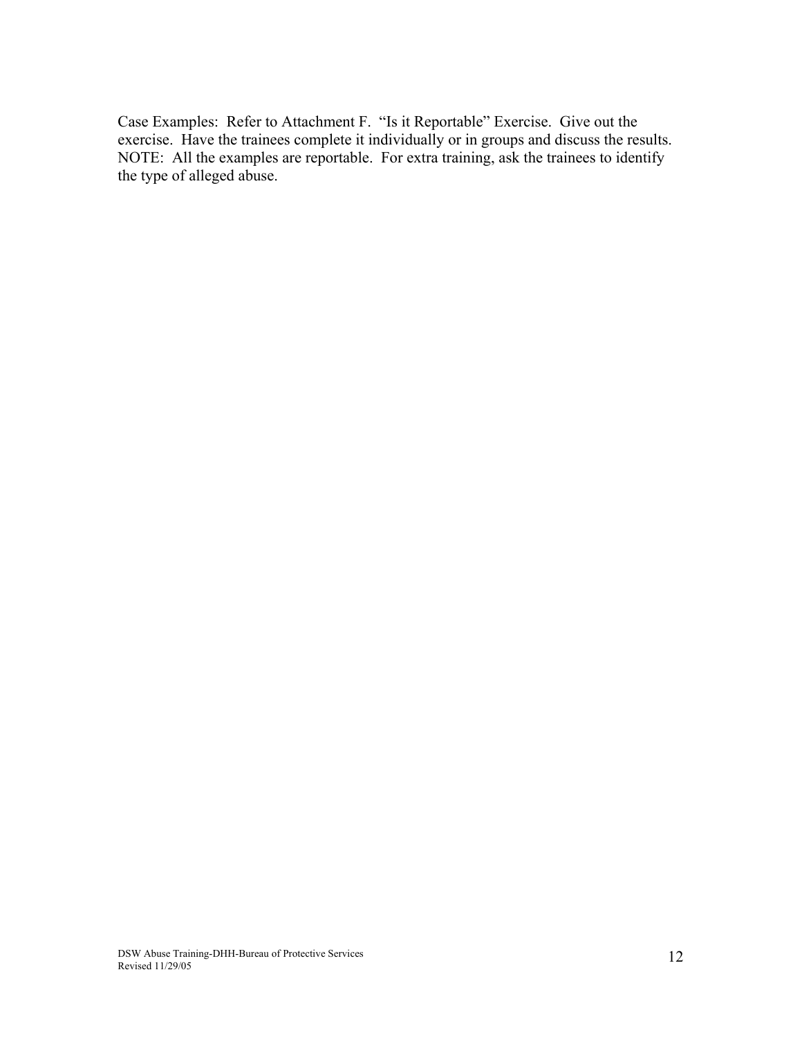Case Examples: Refer to Attachment F. "Is it Reportable" Exercise. Give out the exercise. Have the trainees complete it individually or in groups and discuss the results. NOTE: All the examples are reportable. For extra training, ask the trainees to identify the type of alleged abuse.